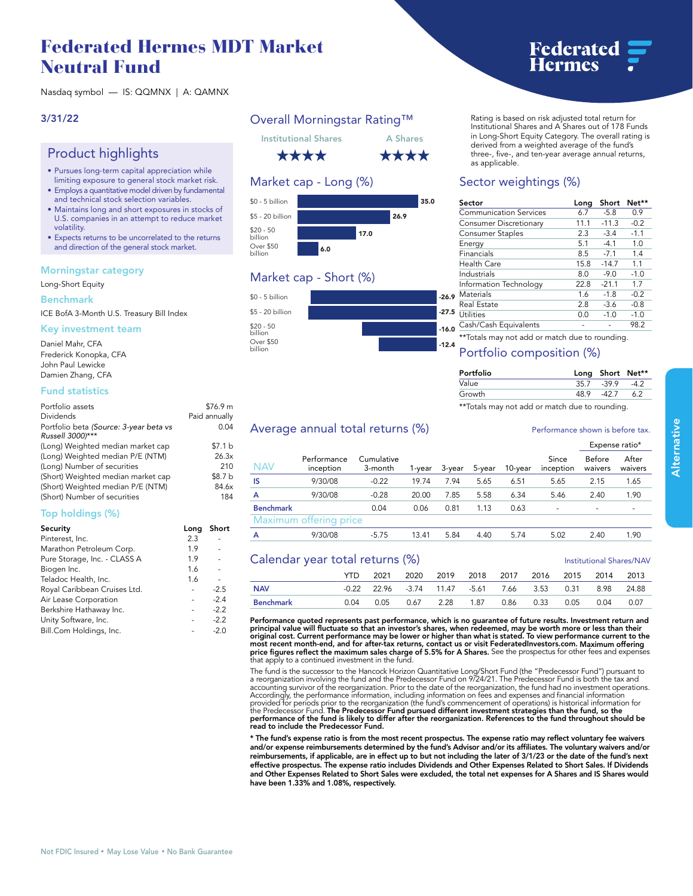# Federated Hermes MDT Market Neutral Fund

Nasdaq symbol — IS: QQMNX | A: QAMNX

3/31/22

## Product highlights

- Pursues long-term capital appreciation while limiting exposure to general stock market risk.
- Employs a quantitative model driven by fundamental and technical stock selection variables.
- Maintains long and short exposures in stocks of U.S. companies in an attempt to reduce market volatility.
- Expects returns to be uncorrelated to the returns and direction of the general stock market.

### Morningstar category

Long-Short Equity

### Benchmark

ICE BofA 3-Month U.S. Treasury Bill Index

### Key investment team

Daniel Mahr, CFA
Frederick Konopka, CFA
John Paul Lewicke
Damien Zhang, CFA

### Fund statistics

| | |
|---|---|
| Portfolio assets | $76.9 m |
| Dividends | Paid annually |
| Portfolio beta *(Source: 3-year beta vs Russell 3000)**** | 0.04 |
| (Long) Weighted median market cap | $7.1 b |
| (Long) Weighted median P/E (NTM) | 26.3x |
| (Long) Number of securities | 210 |
| (Short) Weighted median market cap | $8.7 b |
| (Short) Weighted median P/E (NTM) | 84.6x |
| (Short) Number of securities | 184 |

### Top holdings (%)

| Security | Long | Short |
|---|---|---|
| Pinterest, Inc. | 2.3 | - |
| Marathon Petroleum Corp. | 1.9 | - |
| Pure Storage, Inc. - CLASS A | 1.9 | - |
| Biogen Inc. | 1.6 | - |
| Teladoc Health, Inc. | 1.6 | - |
| Royal Caribbean Cruises Ltd. | - | -2.5 |
| Air Lease Corporation | - | -2.4 |
| Berkshire Hathaway Inc. | - | -2.2 |
| Unity Software, Inc. | - | -2.2 |
| Bill.Com Holdings, Inc. | - | -2.0 |

## Overall Morningstar Rating™

| Institutional Shares | A Shares |
|---|---|
| ★★★★ | ★★★★ |

Rating is based on risk adjusted total return for Institutional Shares and A Shares out of 178 Funds in Long-Short Equity Category. The overall rating is derived from a weighted average of the fund's three-, five-, and ten-year average annual returns, as applicable.

## Market cap - Long (%)

| Market cap | % |
|---|---|
| $0 - 5 billion | 35.0 |
| $5 - 20 billion | 26.9 |
| $20 - 50 billion | 17.0 |
| Over $50 billion | 6.0 |

## Market cap - Short (%)

| Market cap | % |
|---|---|
| $0 - 5 billion | -26.9 |
| $5 - 20 billion | -27.5 |
| $20 - 50 billion | -16.0 |
| Over $50 billion | -12.4 |

## Sector weightings (%)

| Sector | Long | Short | Net** |
|---|---|---|---|
| Communication Services | 6.7 | -5.8 | 0.9 |
| Consumer Discretionary | 11.1 | -11.3 | -0.2 |
| Consumer Staples | 2.3 | -3.4 | -1.1 |
| Energy | 5.1 | -4.1 | 1.0 |
| Financials | 8.5 | -7.1 | 1.4 |
| Health Care | 15.8 | -14.7 | 1.1 |
| Industrials | 8.0 | -9.0 | -1.0 |
| Information Technology | 22.8 | -21.1 | 1.7 |
| Materials | 1.6 | -1.8 | -0.2 |
| Real Estate | 2.8 | -3.6 | -0.8 |
| Utilities | 0.0 | -1.0 | -1.0 |
| Cash/Cash Equivalents | - | - | 98.2 |

**Totals may not add or match due to rounding.

## Portfolio composition (%)

| Portfolio | Long | Short | Net** |
|---|---|---|---|
| Value | 35.7 | -39.9 | -4.2 |
| Growth | 48.9 | -42.7 | 6.2 |

**Totals may not add or match due to rounding.

## Average annual total returns (%)

Performance shown is before tax.

| NAV | Performance inception | Cumulative 3-month | 1-year | 3-year | 5-year | 10-year | Since inception | Expense ratio* Before waivers | Expense ratio* After waivers |
|---|---|---|---|---|---|---|---|---|---|
| IS | 9/30/08 | -0.22 | 19.74 | 7.94 | 5.65 | 6.51 | 5.65 | 2.15 | 1.65 |
| A | 9/30/08 | -0.28 | 20.00 | 7.85 | 5.58 | 6.34 | 5.46 | 2.40 | 1.90 |
| Benchmark | | 0.04 | 0.06 | 0.81 | 1.13 | 0.63 | - | - | - |
| **Maximum offering price** | | | | | | | | | |
| A | 9/30/08 | -5.75 | 13.41 | 5.84 | 4.40 | 5.74 | 5.02 | 2.40 | 1.90 |

## Calendar year total returns (%)

Institutional Shares/NAV

| | YTD | 2021 | 2020 | 2019 | 2018 | 2017 | 2016 | 2015 | 2014 | 2013 |
|---|---|---|---|---|---|---|---|---|---|---|
| NAV | -0.22 | 22.96 | -3.74 | 11.47 | -5.61 | 7.66 | 3.53 | 0.31 | 8.98 | 24.88 |
| Benchmark | 0.04 | 0.05 | 0.67 | 2.28 | 1.87 | 0.86 | 0.33 | 0.05 | 0.04 | 0.07 |

**Performance quoted represents past performance, which is no guarantee of future results. Investment return and principal value will fluctuate so that an investor's shares, when redeemed, may be worth more or less than their original cost. Current performance may be lower or higher than what is stated. To view performance current to the most recent month-end, and for after-tax returns, contact us or visit FederatedInvestors.com. Maximum offering price figures reflect the maximum sales charge of 5.5% for A Shares.** See the prospectus for other fees and expenses that apply to a continued investment in the fund.

The fund is the successor to the Hancock Horizon Quantitative Long/Short Fund (the "Predecessor Fund") pursuant to a reorganization involving the fund and the Predecessor Fund on 9/24/21. The Predecessor Fund is both the tax and accounting survivor of the reorganization. Prior to the date of the reorganization, the fund had no investment operations. Accordingly, the performance information, including information on fees and expenses and financial information provided for periods prior to the reorganization (the fund's commencement of operations) is historical information for the Predecessor Fund. **The Predecessor Fund pursued different investment strategies than the fund, so the performance of the fund is likely to differ after the reorganization. References to the fund throughout should be read to include the Predecessor Fund.**

**\* The fund's expense ratio is from the most recent prospectus. The expense ratio may reflect voluntary fee waivers and/or expense reimbursements determined by the fund's Advisor and/or its affiliates. The voluntary waivers and/or reimbursements, if applicable, are in effect up to but not including the later of 3/1/23 or the date of the fund's next effective prospectus. The expense ratio includes Dividends and Other Expenses Related to Short Sales. If Dividends and Other Expenses Related to Short Sales were excluded, the total net expenses for A Shares and IS Shares would have been 1.33% and 1.08%, respectively.**

Not FDIC Insured • May Lose Value • No Bank Guarantee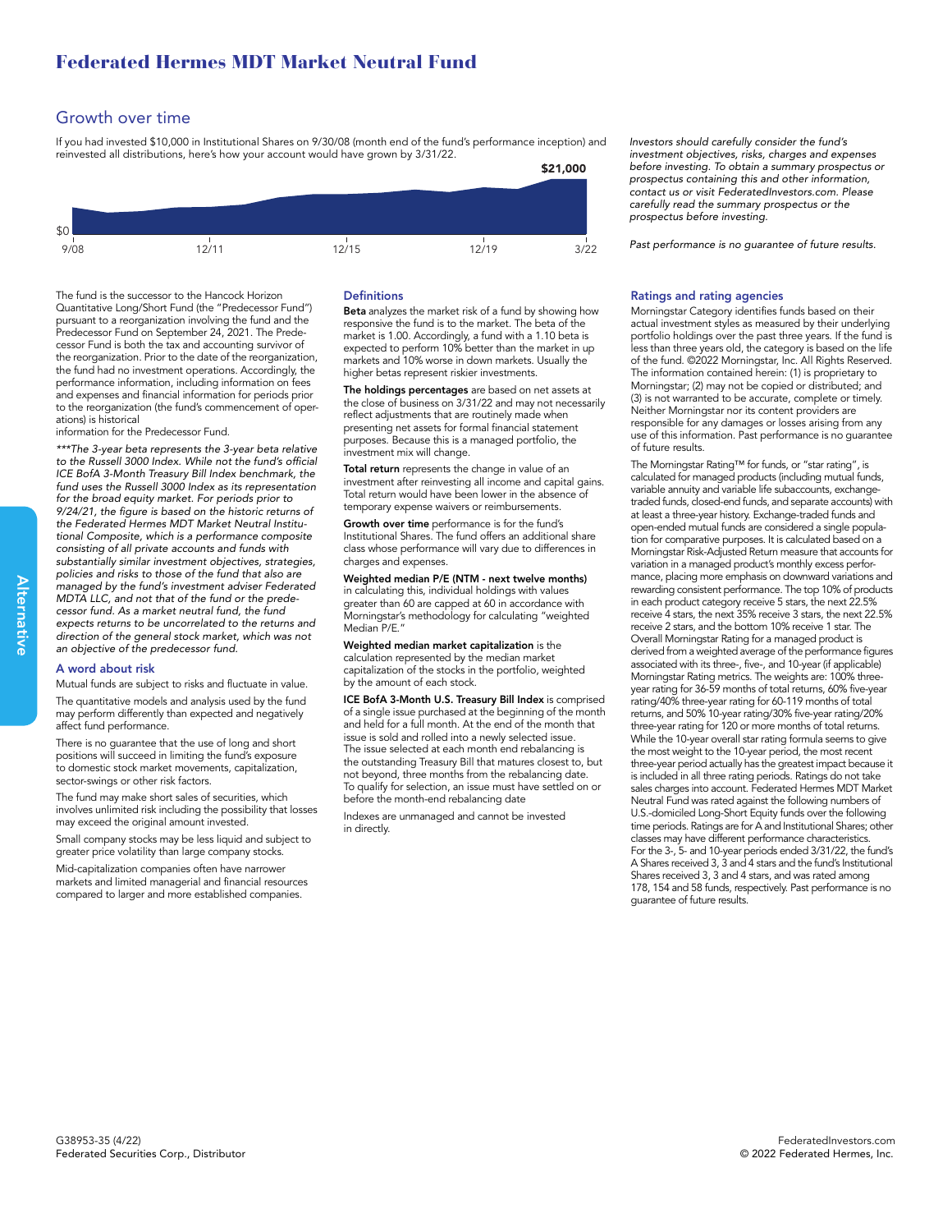# Federated Hermes MDT Market Neutral Fund

## Growth over time

If you had invested $10,000 in Institutional Shares on 9/30/08 (month end of the fund's performance inception) and reinvested all distributions, here's how your account would have grown by 3/31/22.

$21,000

$0

9/08

12/11

12/15

12/19

3/22

*Investors should carefully consider the fund's investment objectives, risks, charges and expenses before investing. To obtain a summary prospectus or prospectus containing this and other information, contact us or visit FederatedInvestors.com. Please carefully read the summary prospectus or the prospectus before investing.*

*Past performance is no guarantee of future results.*

The fund is the successor to the Hancock Horizon Quantitative Long/Short Fund (the "Predecessor Fund") pursuant to a reorganization involving the fund and the Predecessor Fund on September 24, 2021. The Predecessor Fund is both the tax and accounting survivor of the reorganization. Prior to the date of the reorganization, the fund had no investment operations. Accordingly, the performance information, including information on fees and expenses and financial information for periods prior to the reorganization (the fund's commencement of operations) is historical information for the Predecessor Fund.

*\*\*\*The 3-year beta represents the 3-year beta relative to the Russell 3000 Index. While not the fund's official ICE BofA 3-Month Treasury Bill Index benchmark, the fund uses the Russell 3000 Index as its representation for the broad equity market. For periods prior to 9/24/21, the figure is based on the historic returns of the Federated Hermes MDT Market Neutral Institutional Composite, which is a performance composite consisting of all private accounts and funds with substantially similar investment objectives, strategies, policies and risks to those of the fund that also are managed by the fund's investment adviser Federated MDTA LLC, and not that of the fund or the predecessor fund. As a market neutral fund, the fund expects returns to be uncorrelated to the returns and direction of the general stock market, which was not an objective of the predecessor fund.*

### A word about risk

Mutual funds are subject to risks and fluctuate in value.

The quantitative models and analysis used by the fund may perform differently than expected and negatively affect fund performance.

There is no guarantee that the use of long and short positions will succeed in limiting the fund's exposure to domestic stock market movements, capitalization, sector-swings or other risk factors.

The fund may make short sales of securities, which involves unlimited risk including the possibility that losses may exceed the original amount invested.

Small company stocks may be less liquid and subject to greater price volatility than large company stocks.

Mid-capitalization companies often have narrower markets and limited managerial and financial resources compared to larger and more established companies.

### Definitions

**Beta** analyzes the market risk of a fund by showing how responsive the fund is to the market. The beta of the market is 1.00. Accordingly, a fund with a 1.10 beta is expected to perform 10% better than the market in up markets and 10% worse in down markets. Usually the higher betas represent riskier investments.

**The holdings percentages** are based on net assets at the close of business on 3/31/22 and may not necessarily reflect adjustments that are routinely made when presenting net assets for formal financial statement purposes. Because this is a managed portfolio, the investment mix will change.

**Total return** represents the change in value of an investment after reinvesting all income and capital gains. Total return would have been lower in the absence of temporary expense waivers or reimbursements.

**Growth over time** performance is for the fund's Institutional Shares. The fund offers an additional share class whose performance will vary due to differences in charges and expenses.

**Weighted median P/E (NTM - next twelve months)** in calculating this, individual holdings with values greater than 60 are capped at 60 in accordance with Morningstar's methodology for calculating "weighted Median P/E."

**Weighted median market capitalization** is the calculation represented by the median market capitalization of the stocks in the portfolio, weighted by the amount of each stock.

**ICE BofA 3-Month U.S. Treasury Bill Index** is comprised of a single issue purchased at the beginning of the month and held for a full month. At the end of the month that issue is sold and rolled into a newly selected issue. The issue selected at each month end rebalancing is the outstanding Treasury Bill that matures closest to, but not beyond, three months from the rebalancing date. To qualify for selection, an issue must have settled on or before the month-end rebalancing date

Indexes are unmanaged and cannot be invested in directly.

### Ratings and rating agencies

Morningstar Category identifies funds based on their actual investment styles as measured by their underlying portfolio holdings over the past three years. If the fund is less than three years old, the category is based on the life of the fund. ©2022 Morningstar, Inc. All Rights Reserved. The information contained herein: (1) is proprietary to Morningstar; (2) may not be copied or distributed; and (3) is not warranted to be accurate, complete or timely. Neither Morningstar nor its content providers are responsible for any damages or losses arising from any use of this information. Past performance is no guarantee of future results.

The Morningstar Rating™ for funds, or "star rating", is calculated for managed products (including mutual funds, variable annuity and variable life subaccounts, exchange-traded funds, closed-end funds, and separate accounts) with at least a three-year history. Exchange-traded funds and open-ended mutual funds are considered a single population for comparative purposes. It is calculated based on a Morningstar Risk-Adjusted Return measure that accounts for variation in a managed product's monthly excess performance, placing more emphasis on downward variations and rewarding consistent performance. The top 10% of products in each product category receive 5 stars, the next 22.5% receive 4 stars, the next 35% receive 3 stars, the next 22.5% receive 2 stars, and the bottom 10% receive 1 star. The Overall Morningstar Rating for a managed product is derived from a weighted average of the performance figures associated with its three-, five-, and 10-year (if applicable) Morningstar Rating metrics. The weights are: 100% three-year rating for 36-59 months of total returns, 60% five-year rating/40% three-year rating for 60-119 months of total returns, and 50% 10-year rating/30% five-year rating/20% three-year rating for 120 or more months of total returns. While the 10-year overall star rating formula seems to give the most weight to the 10-year period, the most recent three-year period actually has the greatest impact because it is included in all three rating periods. Ratings do not take sales charges into account. Federated Hermes MDT Market Neutral Fund was rated against the following numbers of U.S.-domiciled Long-Short Equity funds over the following time periods. Ratings are for A and Institutional Shares; other classes may have different performance characteristics. For the 3-, 5- and 10-year periods ended 3/31/22, the fund's A Shares received 3, 3 and 4 stars and the fund's Institutional Shares received 3, 3 and 4 stars, and was rated among 178, 154 and 58 funds, respectively. Past performance is no guarantee of future results.

G38953-35 (4/22)
Federated Securities Corp., Distributor

FederatedInvestors.com
© 2022 Federated Hermes, Inc.